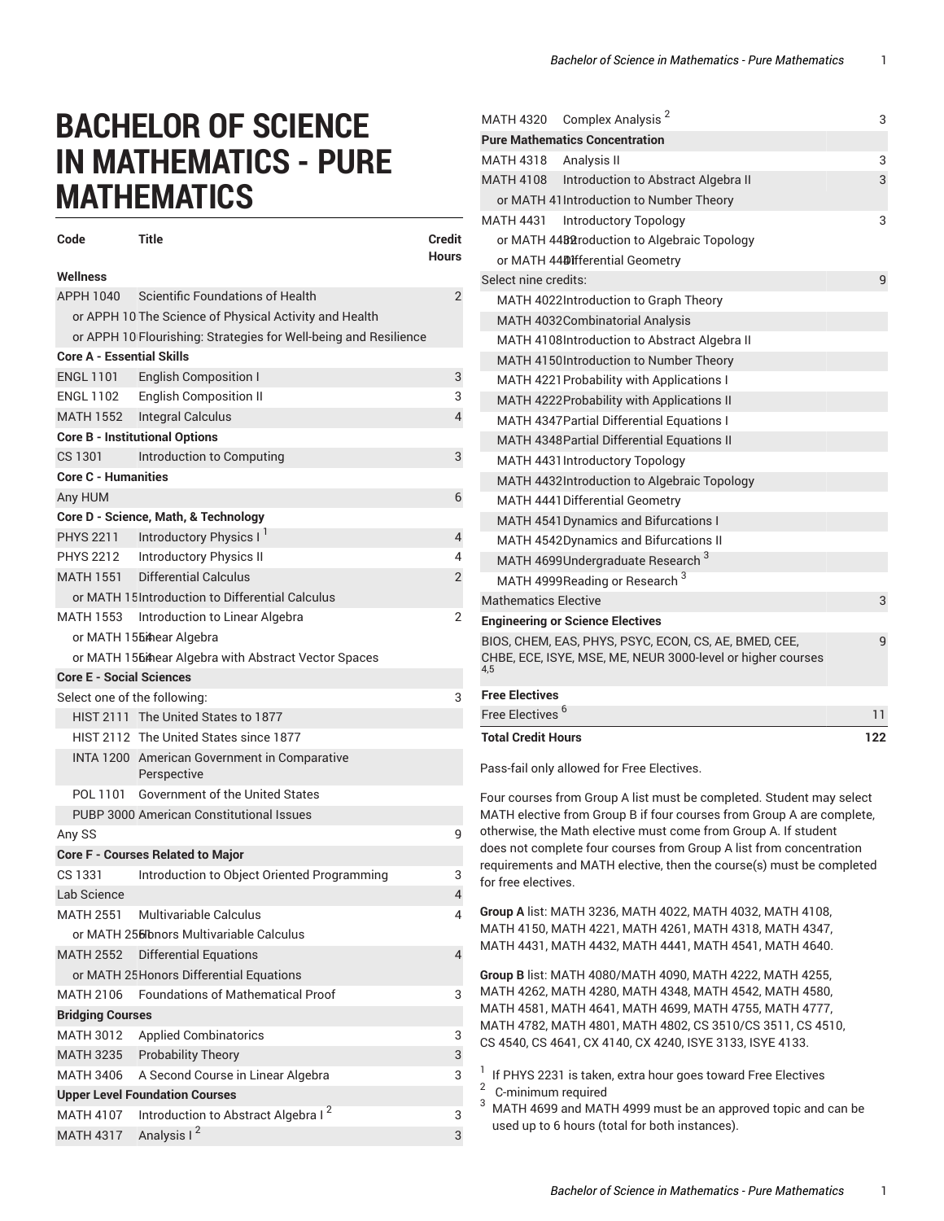# BACHELOR OF SCIENCE IN MATHEMATICS - PURE MATHEMATICS

| Code | Title | Credit Hours |
|---|---|---|
| **Wellness** | | |
| APPH 1040 | Scientific Foundations of Health | 2 |
| or APPH 10 | The Science of Physical Activity and Health | |
| or APPH 10 | Flourishing: Strategies for Well-being and Resilience | |
| **Core A - Essential Skills** | | |
| ENGL 1101 | English Composition I | 3 |
| ENGL 1102 | English Composition II | 3 |
| MATH 1552 | Integral Calculus | 4 |
| **Core B - Institutional Options** | | |
| CS 1301 | Introduction to Computing | 3 |
| **Core C - Humanities** | | |
| Any HUM | | 6 |
| **Core D - Science, Math, & Technology** | | |
| PHYS 2211 | Introductory Physics I [1] | 4 |
| PHYS 2212 | Introductory Physics II | 4 |
| MATH 1551 | Differential Calculus | 2 |
| or MATH 15 | Introduction to Differential Calculus | |
| MATH 1553 | Introduction to Linear Algebra | 2 |
| or MATH 15 | Linear Algebra | |
| or MATH 15 | Linear Algebra with Abstract Vector Spaces | |
| **Core E - Social Sciences** | | |
| Select one of the following: | | 3 |
| HIST 2111 | The United States to 1877 | |
| HIST 2112 | The United States since 1877 | |
| INTA 1200 | American Government in Comparative Perspective | |
| POL 1101 | Government of the United States | |
| PUBP 3000 | American Constitutional Issues | |
| Any SS | | 9 |
| **Core F - Courses Related to Major** | | |
| CS 1331 | Introduction to Object Oriented Programming | 3 |
| Lab Science | | 4 |
| MATH 2551 | Multivariable Calculus | 4 |
| or MATH 25 | Honors Multivariable Calculus | |
| MATH 2552 | Differential Equations | 4 |
| or MATH 25 | Honors Differential Equations | |
| MATH 2106 | Foundations of Mathematical Proof | 3 |
| **Bridging Courses** | | |
| MATH 3012 | Applied Combinatorics | 3 |
| MATH 3235 | Probability Theory | 3 |
| MATH 3406 | A Second Course in Linear Algebra | 3 |
| **Upper Level Foundation Courses** | | |
| MATH 4107 | Introduction to Abstract Algebra I [2] | 3 |
| MATH 4317 | Analysis I [2] | 3 |
| MATH 4320 | Complex Analysis [2] | 3 |
| **Pure Mathematics Concentration** | | |
| MATH 4318 | Analysis II | 3 |
| MATH 4108 | Introduction to Abstract Algebra II | 3 |
| or MATH 41 | Introduction to Number Theory | |
| MATH 4431 | Introductory Topology | 3 |
| or MATH 44 | Introduction to Algebraic Topology | |
| or MATH 44 | Differential Geometry | |
| Select nine credits: | | 9 |
| MATH 4022 | Introduction to Graph Theory | |
| MATH 4032 | Combinatorial Analysis | |
| MATH 4108 | Introduction to Abstract Algebra II | |
| MATH 4150 | Introduction to Number Theory | |
| MATH 4221 | Probability with Applications I | |
| MATH 4222 | Probability with Applications II | |
| MATH 4347 | Partial Differential Equations I | |
| MATH 4348 | Partial Differential Equations II | |
| MATH 4431 | Introductory Topology | |
| MATH 4432 | Introduction to Algebraic Topology | |
| MATH 4441 | Differential Geometry | |
| MATH 4541 | Dynamics and Bifurcations I | |
| MATH 4542 | Dynamics and Bifurcations II | |
| MATH 4699 | Undergraduate Research [3] | |
| MATH 4999 | Reading or Research [3] | |
| Mathematics Elective | | 3 |
| **Engineering or Science Electives** | | |
| BIOS, CHEM, EAS, PHYS, PSYC, ECON, CS, AE, BMED, CEE, CHBE, ECE, ISYE, MSE, ME, NEUR 3000-level or higher courses [4,5] | | 9 |
| **Free Electives** | | |
| Free Electives [6] | | 11 |
| **Total Credit Hours** | | **122** |

Pass-fail only allowed for Free Electives.

Four courses from Group A list must be completed. Student may select MATH elective from Group B if four courses from Group A are complete, otherwise, the Math elective must come from Group A. If student does not complete four courses from Group A list from concentration requirements and MATH elective, then the course(s) must be completed for free electives.

**Group A** list: MATH 3236, MATH 4022, MATH 4032, MATH 4108, MATH 4150, MATH 4221, MATH 4261, MATH 4318, MATH 4347, MATH 4431, MATH 4432, MATH 4441, MATH 4541, MATH 4640.

**Group B** list: MATH 4080/MATH 4090, MATH 4222, MATH 4255, MATH 4262, MATH 4280, MATH 4348, MATH 4542, MATH 4580, MATH 4581, MATH 4641, MATH 4699, MATH 4755, MATH 4777, MATH 4782, MATH 4801, MATH 4802, CS 3510/CS 3511, CS 4510, CS 4540, CS 4641, CX 4140, CX 4240, ISYE 3133, ISYE 4133.

1. If PHYS 2231 is taken, extra hour goes toward Free Electives
2. C-minimum required
3. MATH 4699 and MATH 4999 must be an approved topic and can be used up to 6 hours (total for both instances).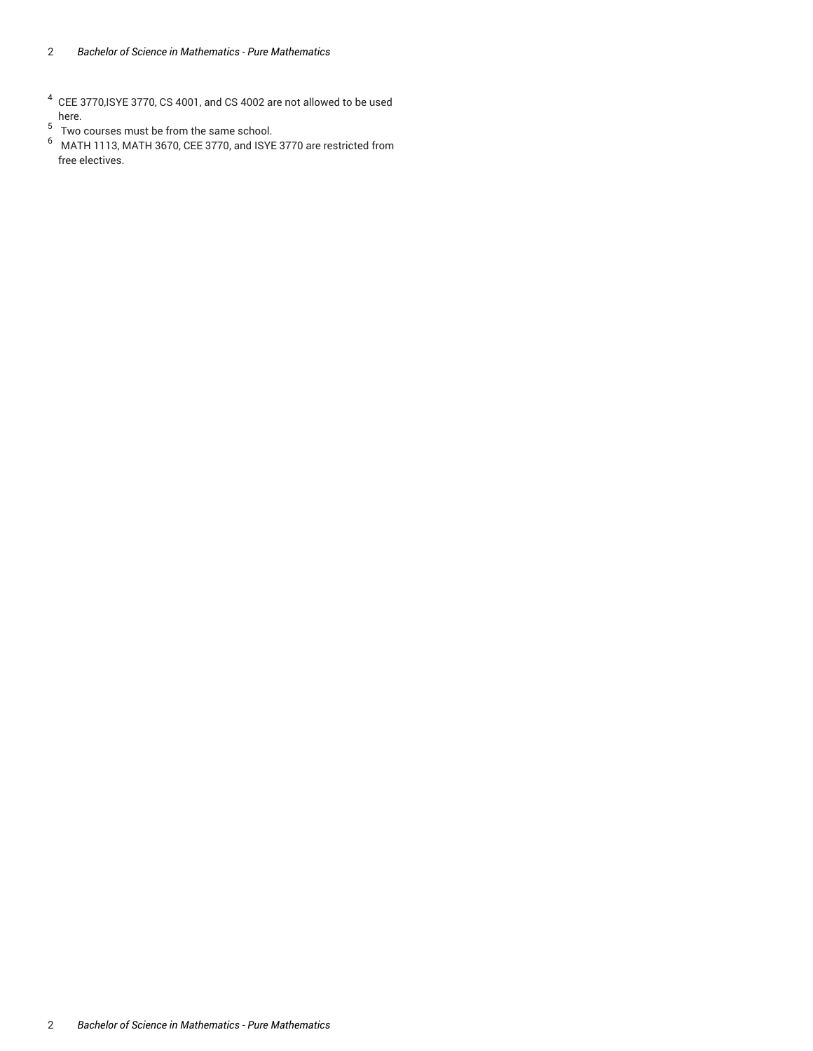[4] CEE 3770,ISYE 3770, CS 4001, and CS 4002 are not allowed to be used here.

[5] Two courses must be from the same school.

[6] MATH 1113, MATH 3670, CEE 3770, and ISYE 3770 are restricted from free electives.